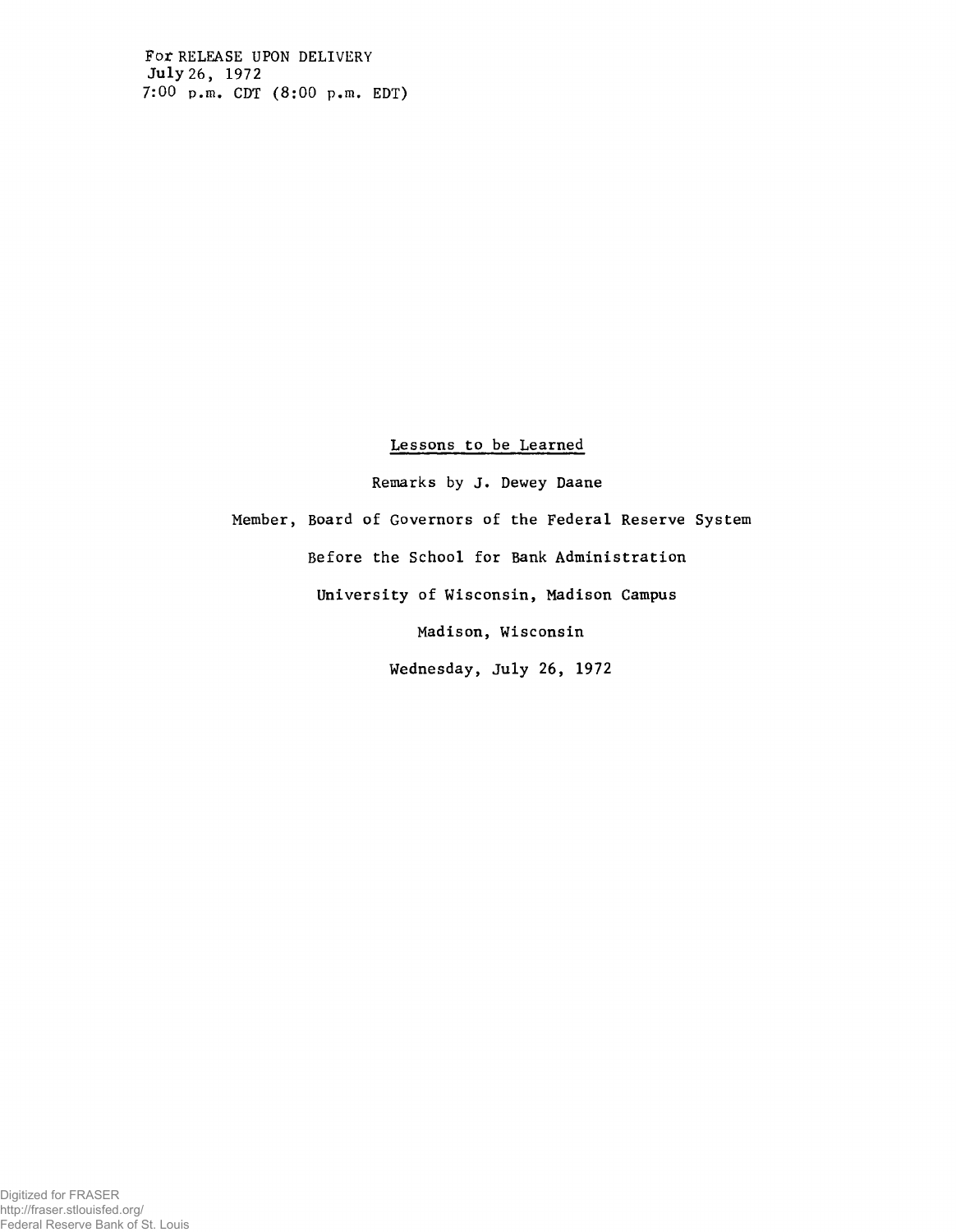For RELEASE UPON DELIVERY
July 26, 1972
7:00 p.m. CDT (8:00 p.m. EDT)

# Lessons to be Learned

Remarks by J. Dewey Daane

Member, Board of Governors of the Federal Reserve System

Before the School for Bank Administration

University of Wisconsin, Madison Campus

Madison, Wisconsin

Wednesday, July 26, 1972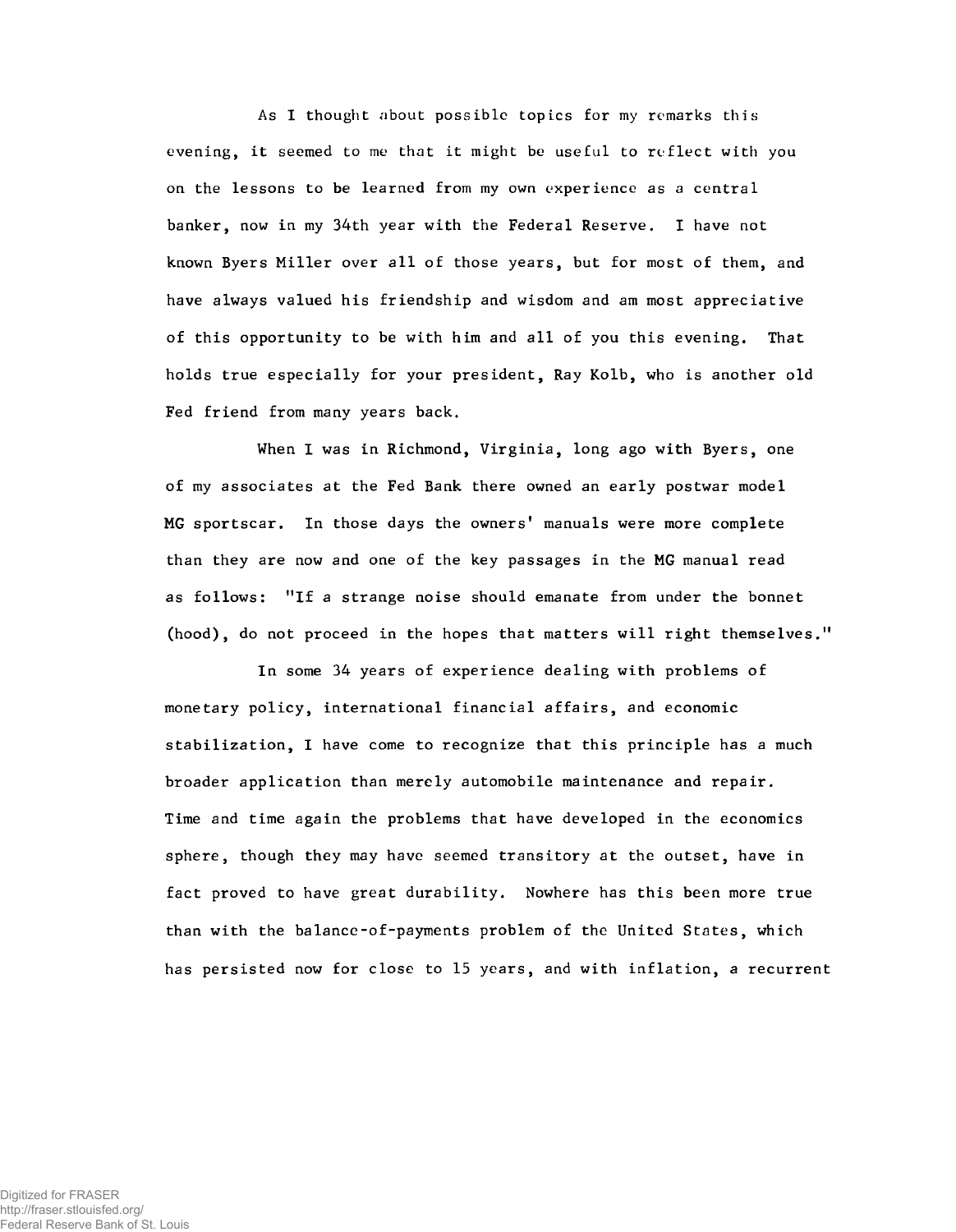As I thought about possible topics for my remarks this evening, it seemed to me that it might be useful to reflect with you on the lessons to be learned from my own experience as a central banker, now in my 34th year with the Federal Reserve. I have not known Byers Miller over all of those years, but for most of them, and have always valued his friendship and wisdom and am most appreciative of this opportunity to be with him and all of you this evening. That holds true especially for your president, Ray Kolb, who is another old Fed friend from many years back.

When I was in Richmond, Virginia, long ago with Byers, one of my associates at the Fed Bank there owned an early postwar model MG sportscar. In those days the owners' manuals were more complete than they are now and one of the key passages in the MG manual read as follows: "If a strange noise should emanate from under the bonnet (hood), do not proceed in the hopes that matters will right themselves."

In some 34 years of experience dealing with problems of monetary policy, international financial affairs, and economic stabilization, I have come to recognize that this principle has a much broader application than merely automobile maintenance and repair. Time and time again the problems that have developed in the economics sphere, though they may have seemed transitory at the outset, have in fact proved to have great durability. Nowhere has this been more true than with the balance-of-payments problem of the United States, which has persisted now for close to 15 years, and with inflation, a recurrent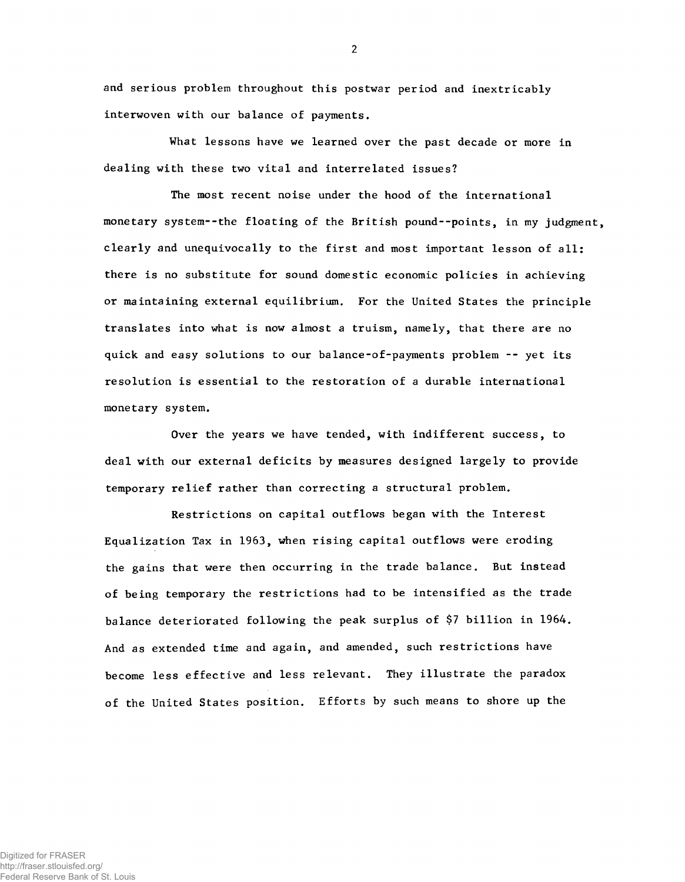and serious problem throughout this postwar period and inextricably interwoven with our balance of payments.

What lessons have we learned over the past decade or more in dealing with these two vital and interrelated issues?

The most recent noise under the hood of the international monetary system--the floating of the British pound--points, in my judgment, clearly and unequivocally to the first and most important lesson of all: there is no substitute for sound domestic economic policies in achieving or maintaining external equilibrium. For the United States the principle translates into what is now almost a truism, namely, that there are no quick and easy solutions to our balance-of-payments problem -- yet its resolution is essential to the restoration of a durable international monetary system.

Over the years we have tended, with indifferent success, to deal with our external deficits by measures designed largely to provide temporary relief rather than correcting a structural problem.

Restrictions on capital outflows began with the Interest Equalization Tax in 1963, when rising capital outflows were eroding the gains that were then occurring in the trade balance. But instead of being temporary the restrictions had to be intensified as the trade balance deteriorated following the peak surplus of $7 billion in 1964. And as extended time and again, and amended, such restrictions have become less effective and less relevant. They illustrate the paradox of the United States position. Efforts by such means to shore up the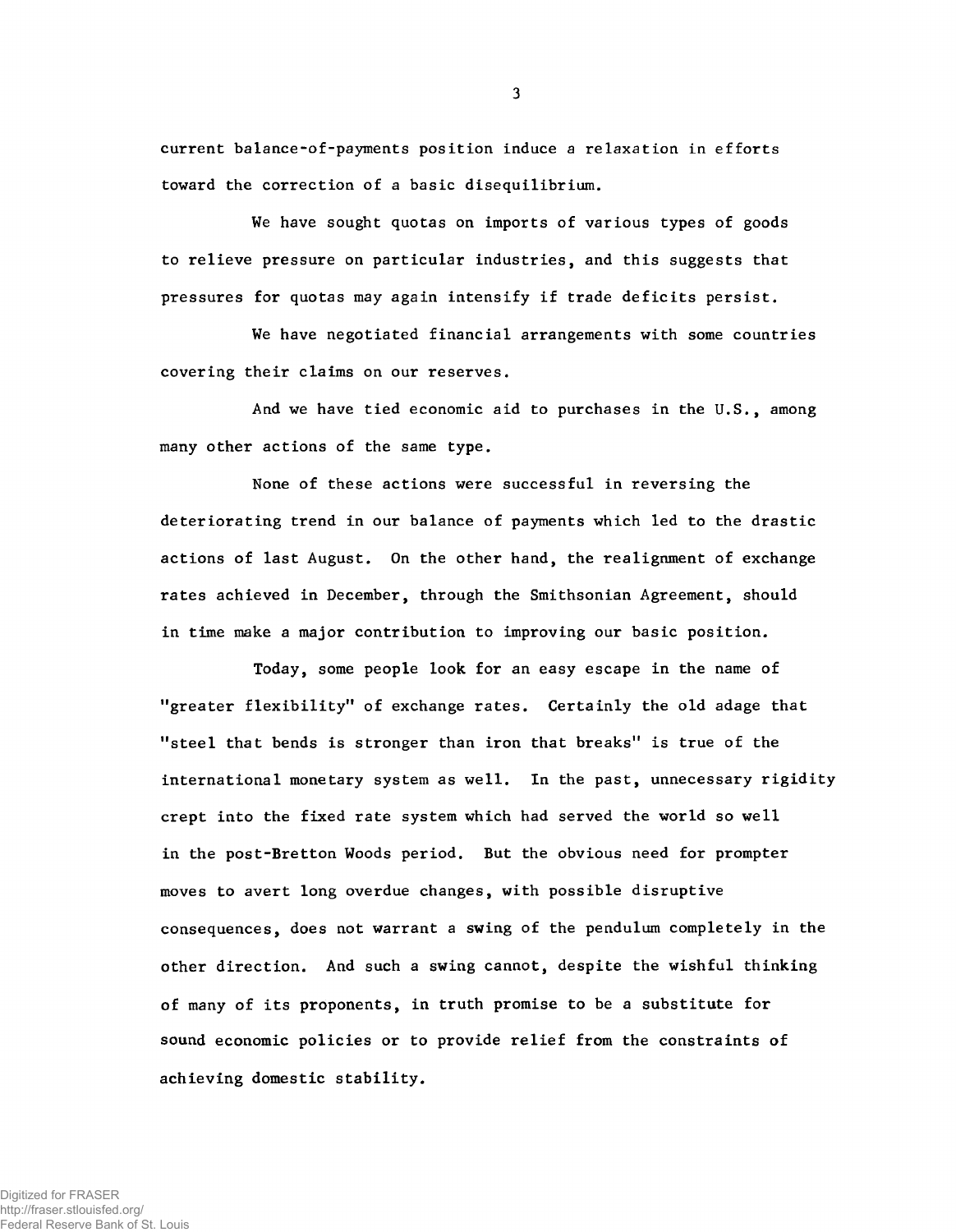current balance-of-payments position induce a relaxation in efforts toward the correction of a basic disequilibrium.

We have sought quotas on imports of various types of goods to relieve pressure on particular industries, and this suggests that pressures for quotas may again intensify if trade deficits persist.

We have negotiated financial arrangements with some countries covering their claims on our reserves.

And we have tied economic aid to purchases in the U.S., among many other actions of the same type.

None of these actions were successful in reversing the deteriorating trend in our balance of payments which led to the drastic actions of last August. On the other hand, the realignment of exchange rates achieved in December, through the Smithsonian Agreement, should in time make a major contribution to improving our basic position.

Today, some people look for an easy escape in the name of "greater flexibility" of exchange rates. Certainly the old adage that "steel that bends is stronger than iron that breaks" is true of the international monetary system as well. In the past, unnecessary rigidity crept into the fixed rate system which had served the world so well in the post-Bretton Woods period. But the obvious need for prompter moves to avert long overdue changes, with possible disruptive consequences, does not warrant a swing of the pendulum completely in the other direction. And such a swing cannot, despite the wishful thinking of many of its proponents, in truth promise to be a substitute for sound economic policies or to provide relief from the constraints of achieving domestic stability.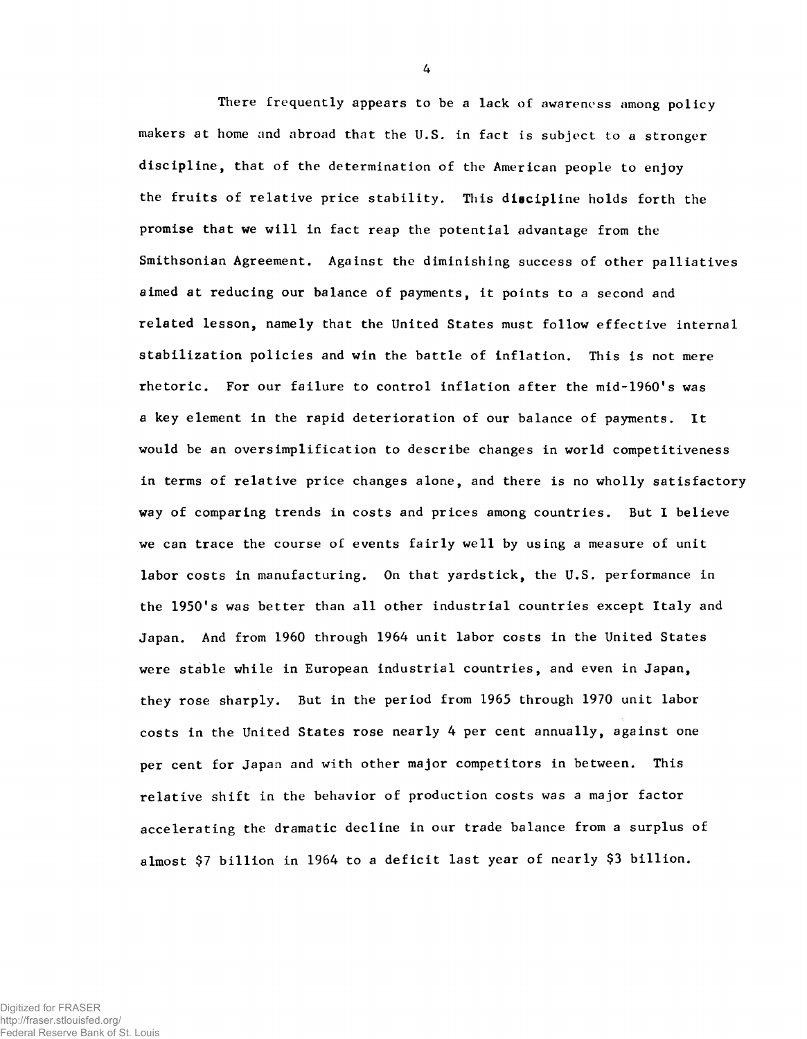There frequently appears to be a lack of awareness among policy makers at home and abroad that the U.S. in fact is subject to a stronger discipline, that of the determination of the American people to enjoy the fruits of relative price stability. This discipline holds forth the promise that we will in fact reap the potential advantage from the Smithsonian Agreement. Against the diminishing success of other palliatives aimed at reducing our balance of payments, it points to a second and related lesson, namely that the United States must follow effective internal stabilization policies and win the battle of inflation. This is not mere rhetoric. For our failure to control inflation after the mid-1960's was a key element in the rapid deterioration of our balance of payments. It would be an oversimplification to describe changes in world competitiveness in terms of relative price changes alone, and there is no wholly satisfactory way of comparing trends in costs and prices among countries. But I believe we can trace the course of events fairly well by using a measure of unit labor costs in manufacturing. On that yardstick, the U.S. performance in the 1950's was better than all other industrial countries except Italy and Japan. And from 1960 through 1964 unit labor costs in the United States were stable while in European industrial countries, and even in Japan, they rose sharply. But in the period from 1965 through 1970 unit labor costs in the United States rose nearly 4 per cent annually, against one per cent for Japan and with other major competitors in between. This relative shift in the behavior of production costs was a major factor accelerating the dramatic decline in our trade balance from a surplus of almost $7 billion in 1964 to a deficit last year of nearly $3 billion.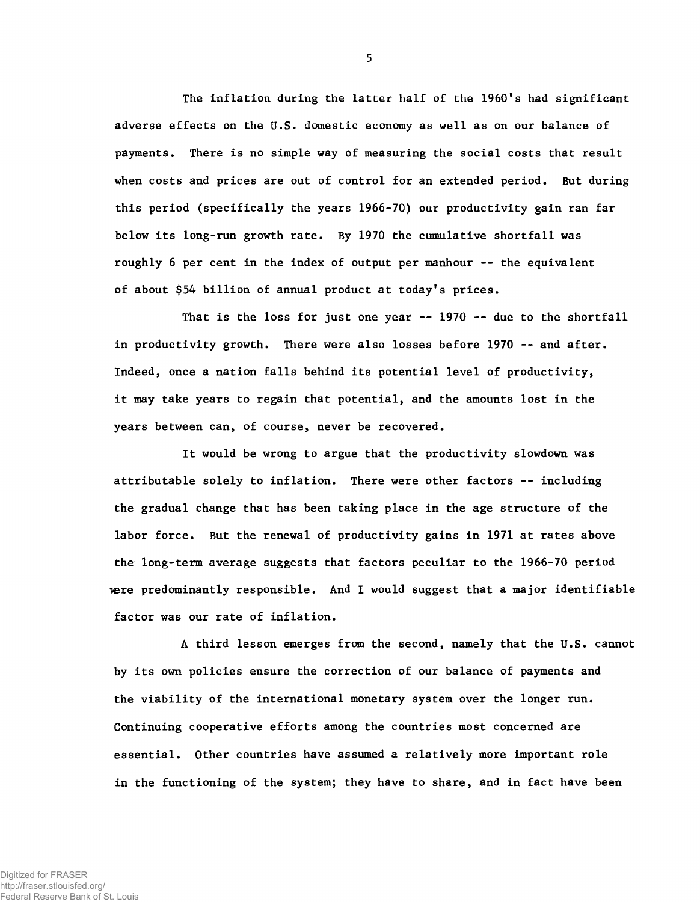The inflation during the latter half of the 1960's had significant adverse effects on the U.S. domestic economy as well as on our balance of payments. There is no simple way of measuring the social costs that result when costs and prices are out of control for an extended period. But during this period (specifically the years 1966-70) our productivity gain ran far below its long-run growth rate. By 1970 the cumulative shortfall was roughly 6 per cent in the index of output per manhour -- the equivalent of about $54 billion of annual product at today's prices.

That is the loss for just one year -- 1970 -- due to the shortfall in productivity growth. There were also losses before 1970 -- and after. Indeed, once a nation falls behind its potential level of productivity, it may take years to regain that potential, and the amounts lost in the years between can, of course, never be recovered.

It would be wrong to argue that the productivity slowdown was attributable solely to inflation. There were other factors -- including the gradual change that has been taking place in the age structure of the labor force. But the renewal of productivity gains in 1971 at rates above the long-term average suggests that factors peculiar to the 1966-70 period were predominantly responsible. And I would suggest that a major identifiable factor was our rate of inflation.

A third lesson emerges from the second, namely that the U.S. cannot by its own policies ensure the correction of our balance of payments and the viability of the international monetary system over the longer run. Continuing cooperative efforts among the countries most concerned are essential. Other countries have assumed a relatively more important role in the functioning of the system; they have to share, and in fact have been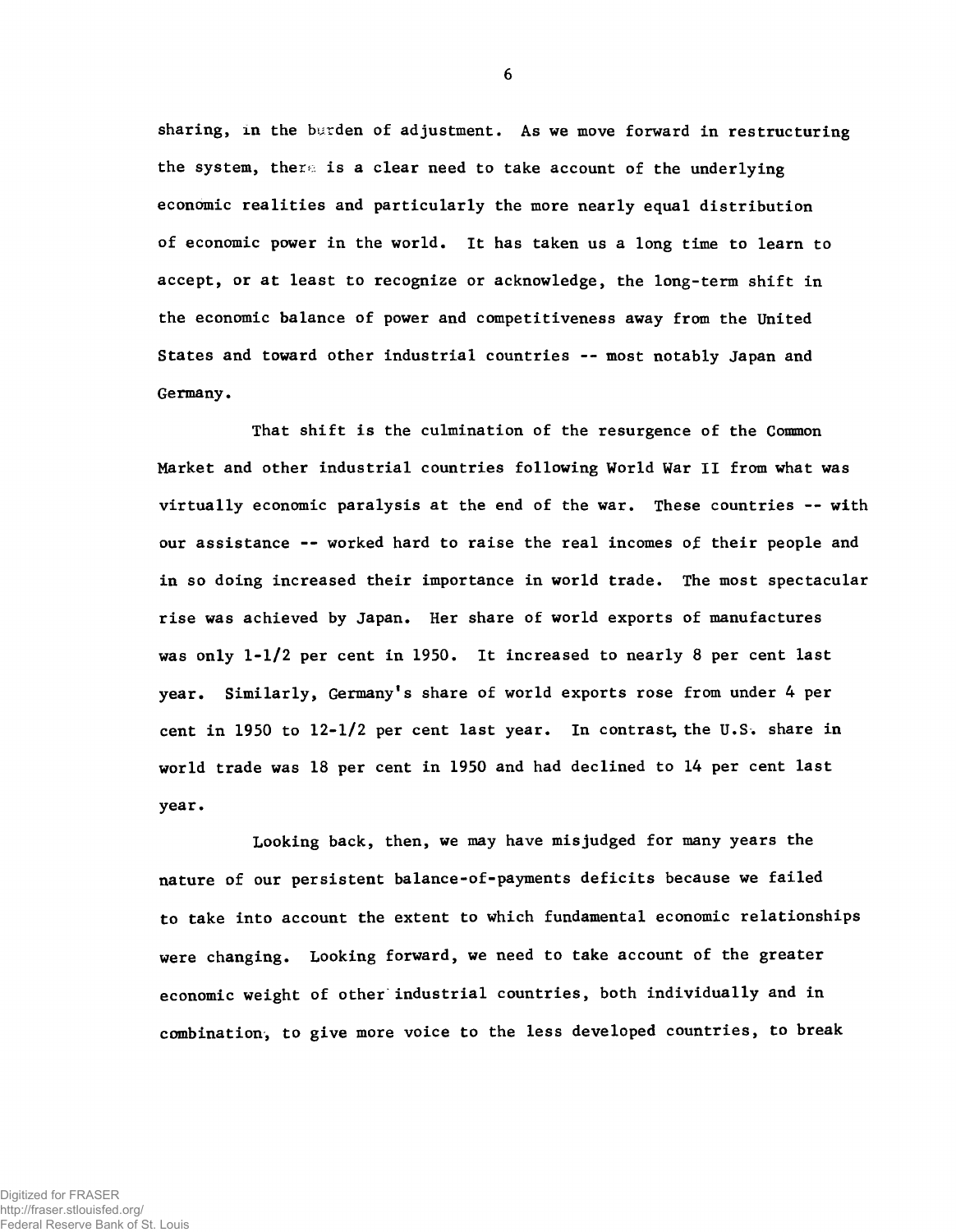sharing, in the burden of adjustment. As we move forward in restructuring the system, there is a clear need to take account of the underlying economic realities and particularly the more nearly equal distribution of economic power in the world. It has taken us a long time to learn to accept, or at least to recognize or acknowledge, the long-term shift in the economic balance of power and competitiveness away from the United States and toward other industrial countries -- most notably Japan and Germany.

That shift is the culmination of the resurgence of the Common Market and other industrial countries following World War II from what was virtually economic paralysis at the end of the war. These countries -- with our assistance -- worked hard to raise the real incomes of their people and in so doing increased their importance in world trade. The most spectacular rise was achieved by Japan. Her share of world exports of manufactures was only 1-1/2 per cent in 1950. It increased to nearly 8 per cent last year. Similarly, Germany's share of world exports rose from under 4 per cent in 1950 to 12-1/2 per cent last year. In contrast, the U.S. share in world trade was 18 per cent in 1950 and had declined to 14 per cent last year.

Looking back, then, we may have misjudged for many years the nature of our persistent balance-of-payments deficits because we failed to take into account the extent to which fundamental economic relationships were changing. Looking forward, we need to take account of the greater economic weight of other industrial countries, both individually and in combination, to give more voice to the less developed countries, to break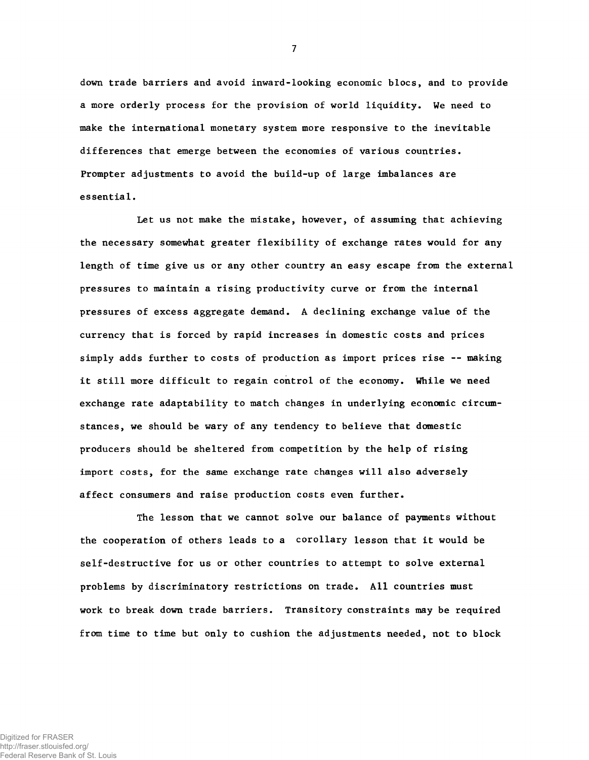down trade barriers and avoid inward-looking economic blocs, and to provide a more orderly process for the provision of world liquidity. We need to make the international monetary system more responsive to the inevitable differences that emerge between the economies of various countries. Prompter adjustments to avoid the build-up of large imbalances are essential.

Let us not make the mistake, however, of assuming that achieving the necessary somewhat greater flexibility of exchange rates would for any length of time give us or any other country an easy escape from the external pressures to maintain a rising productivity curve or from the internal pressures of excess aggregate demand. A declining exchange value of the currency that is forced by rapid increases in domestic costs and prices simply adds further to costs of production as import prices rise -- making it still more difficult to regain control of the economy. While we need exchange rate adaptability to match changes in underlying economic circumstances, we should be wary of any tendency to believe that domestic producers should be sheltered from competition by the help of rising import costs, for the same exchange rate changes will also adversely affect consumers and raise production costs even further.

The lesson that we cannot solve our balance of payments without the cooperation of others leads to a corollary lesson that it would be self-destructive for us or other countries to attempt to solve external problems by discriminatory restrictions on trade. All countries must work to break down trade barriers. Transitory constraints may be required from time to time but only to cushion the adjustments needed, not to block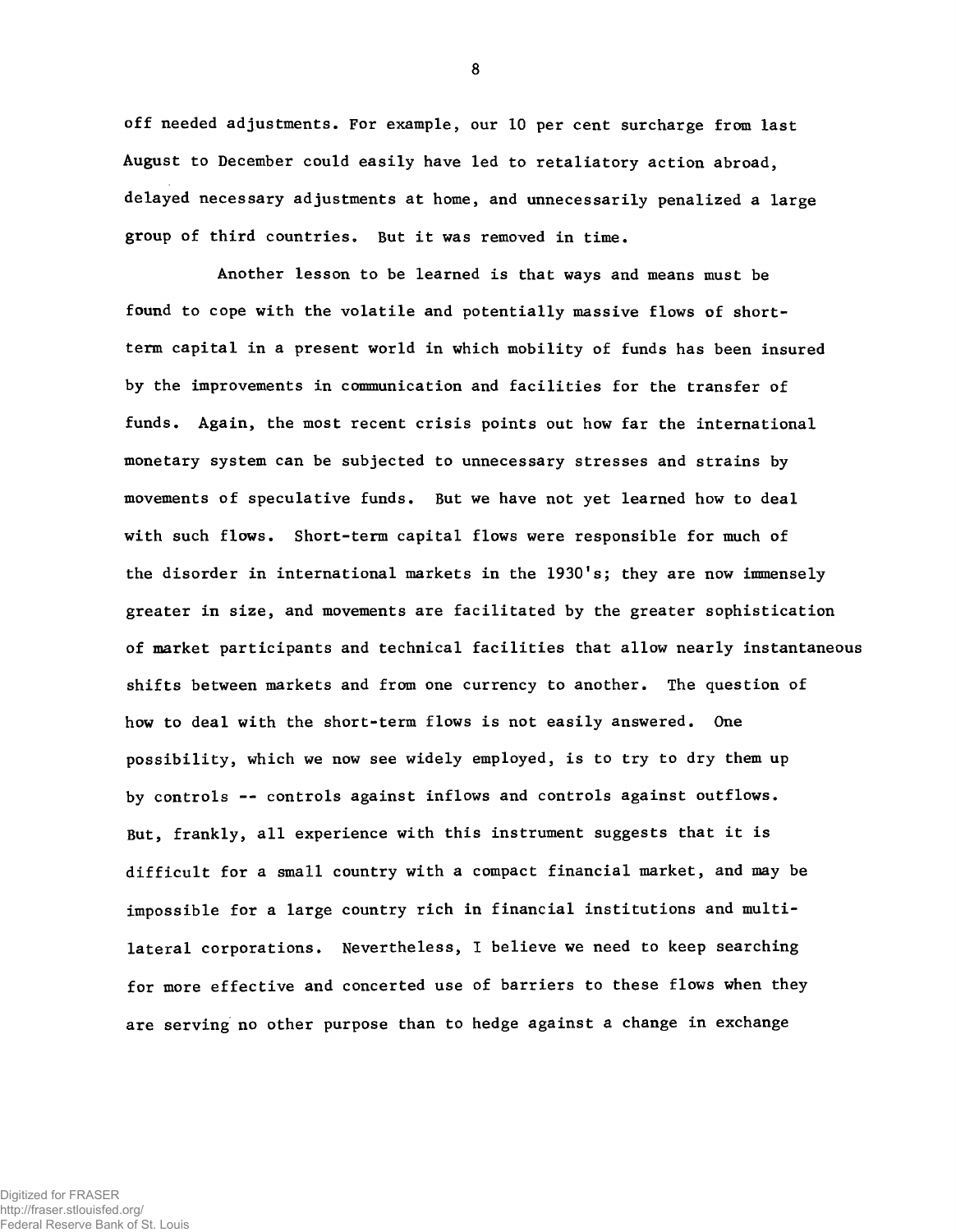off needed adjustments. For example, our 10 per cent surcharge from last August to December could easily have led to retaliatory action abroad, delayed necessary adjustments at home, and unnecessarily penalized a large group of third countries. But it was removed in time.

Another lesson to be learned is that ways and means must be found to cope with the volatile and potentially massive flows of short-term capital in a present world in which mobility of funds has been insured by the improvements in communication and facilities for the transfer of funds. Again, the most recent crisis points out how far the international monetary system can be subjected to unnecessary stresses and strains by movements of speculative funds. But we have not yet learned how to deal with such flows. Short-term capital flows were responsible for much of the disorder in international markets in the 1930's; they are now immensely greater in size, and movements are facilitated by the greater sophistication of market participants and technical facilities that allow nearly instantaneous shifts between markets and from one currency to another. The question of how to deal with the short-term flows is not easily answered. One possibility, which we now see widely employed, is to try to dry them up by controls -- controls against inflows and controls against outflows. But, frankly, all experience with this instrument suggests that it is difficult for a small country with a compact financial market, and may be impossible for a large country rich in financial institutions and multi-lateral corporations. Nevertheless, I believe we need to keep searching for more effective and concerted use of barriers to these flows when they are serving no other purpose than to hedge against a change in exchange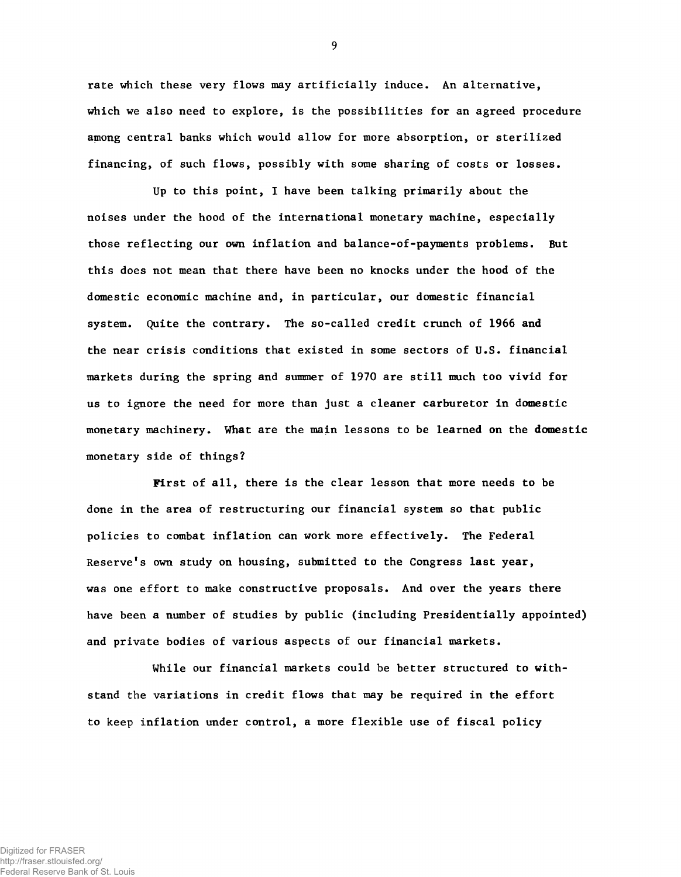rate which these very flows may artificially induce. An alternative, which we also need to explore, is the possibilities for an agreed procedure among central banks which would allow for more absorption, or sterilized financing, of such flows, possibly with some sharing of costs or losses.

Up to this point, I have been talking primarily about the noises under the hood of the international monetary machine, especially those reflecting our own inflation and balance-of-payments problems. But this does not mean that there have been no knocks under the hood of the domestic economic machine and, in particular, our domestic financial system. Quite the contrary. The so-called credit crunch of 1966 and the near crisis conditions that existed in some sectors of U.S. financial markets during the spring and summer of 1970 are still much too vivid for us to ignore the need for more than just a cleaner carburetor in domestic monetary machinery. What are the main lessons to be learned on the domestic monetary side of things?

First of all, there is the clear lesson that more needs to be done in the area of restructuring our financial system so that public policies to combat inflation can work more effectively. The Federal Reserve's own study on housing, submitted to the Congress last year, was one effort to make constructive proposals. And over the years there have been a number of studies by public (including Presidentially appointed) and private bodies of various aspects of our financial markets.

While our financial markets could be better structured to withstand the variations in credit flows that may be required in the effort to keep inflation under control, a more flexible use of fiscal policy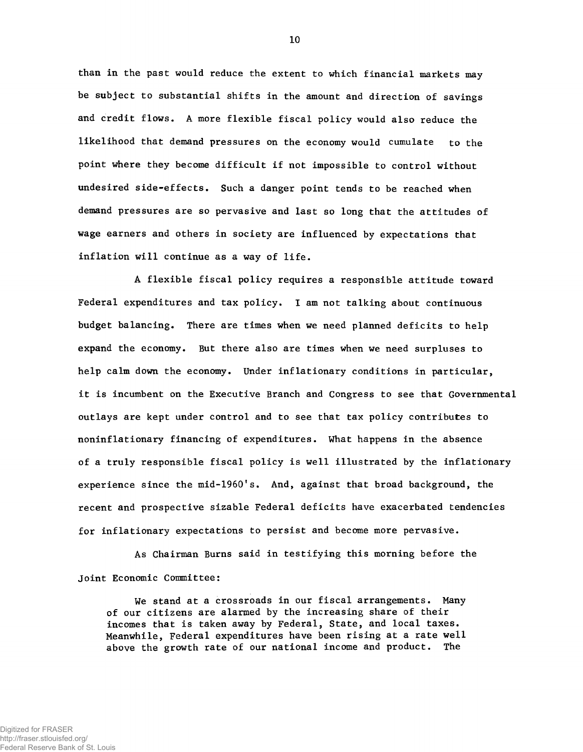than in the past would reduce the extent to which financial markets may be subject to substantial shifts in the amount and direction of savings and credit flows. A more flexible fiscal policy would also reduce the likelihood that demand pressures on the economy would cumulate to the point where they become difficult if not impossible to control without undesired side-effects. Such a danger point tends to be reached when demand pressures are so pervasive and last so long that the attitudes of wage earners and others in society are influenced by expectations that inflation will continue as a way of life.

A flexible fiscal policy requires a responsible attitude toward Federal expenditures and tax policy. I am not talking about continuous budget balancing. There are times when we need planned deficits to help expand the economy. But there also are times when we need surpluses to help calm down the economy. Under inflationary conditions in particular, it is incumbent on the Executive Branch and Congress to see that Governmental outlays are kept under control and to see that tax policy contributes to noninflationary financing of expenditures. What happens in the absence of a truly responsible fiscal policy is well illustrated by the inflationary experience since the mid-1960's. And, against that broad background, the recent and prospective sizable Federal deficits have exacerbated tendencies for inflationary expectations to persist and become more pervasive.

As Chairman Burns said in testifying this morning before the Joint Economic Committee:

> We stand at a crossroads in our fiscal arrangements. Many of our citizens are alarmed by the increasing share of their incomes that is taken away by Federal, State, and local taxes. Meanwhile, Federal expenditures have been rising at a rate well above the growth rate of our national income and product. The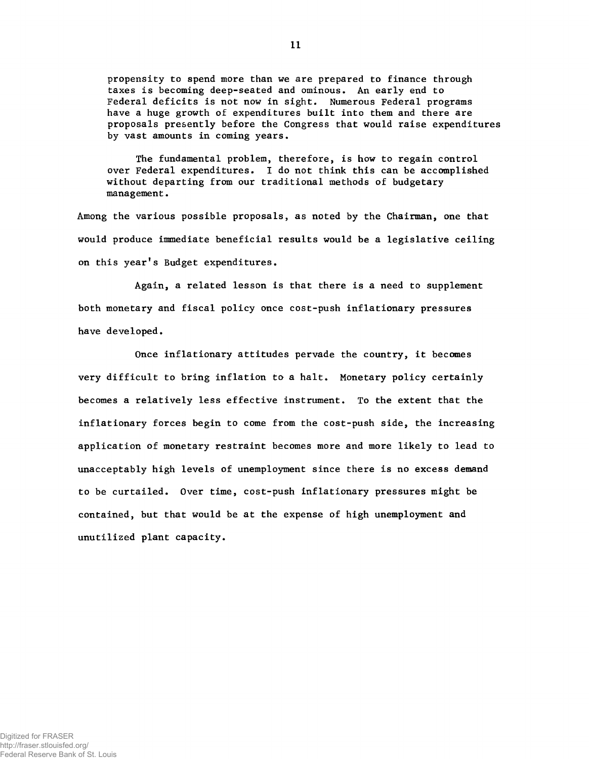> propensity to spend more than we are prepared to finance through taxes is becoming deep-seated and ominous. An early end to Federal deficits is not now in sight. Numerous Federal programs have a huge growth of expenditures built into them and there are proposals presently before the Congress that would raise expenditures by vast amounts in coming years.
>
> The fundamental problem, therefore, is how to regain control over Federal expenditures. I do not think this can be accomplished without departing from our traditional methods of budgetary management.

Among the various possible proposals, as noted by the Chairman, one that would produce immediate beneficial results would be a legislative ceiling on this year's Budget expenditures.

Again, a related lesson is that there is a need to supplement both monetary and fiscal policy once cost-push inflationary pressures have developed.

Once inflationary attitudes pervade the country, it becomes very difficult to bring inflation to a halt. Monetary policy certainly becomes a relatively less effective instrument. To the extent that the inflationary forces begin to come from the cost-push side, the increasing application of monetary restraint becomes more and more likely to lead to unacceptably high levels of unemployment since there is no excess demand to be curtailed. Over time, cost-push inflationary pressures might be contained, but that would be at the expense of high unemployment and unutilized plant capacity.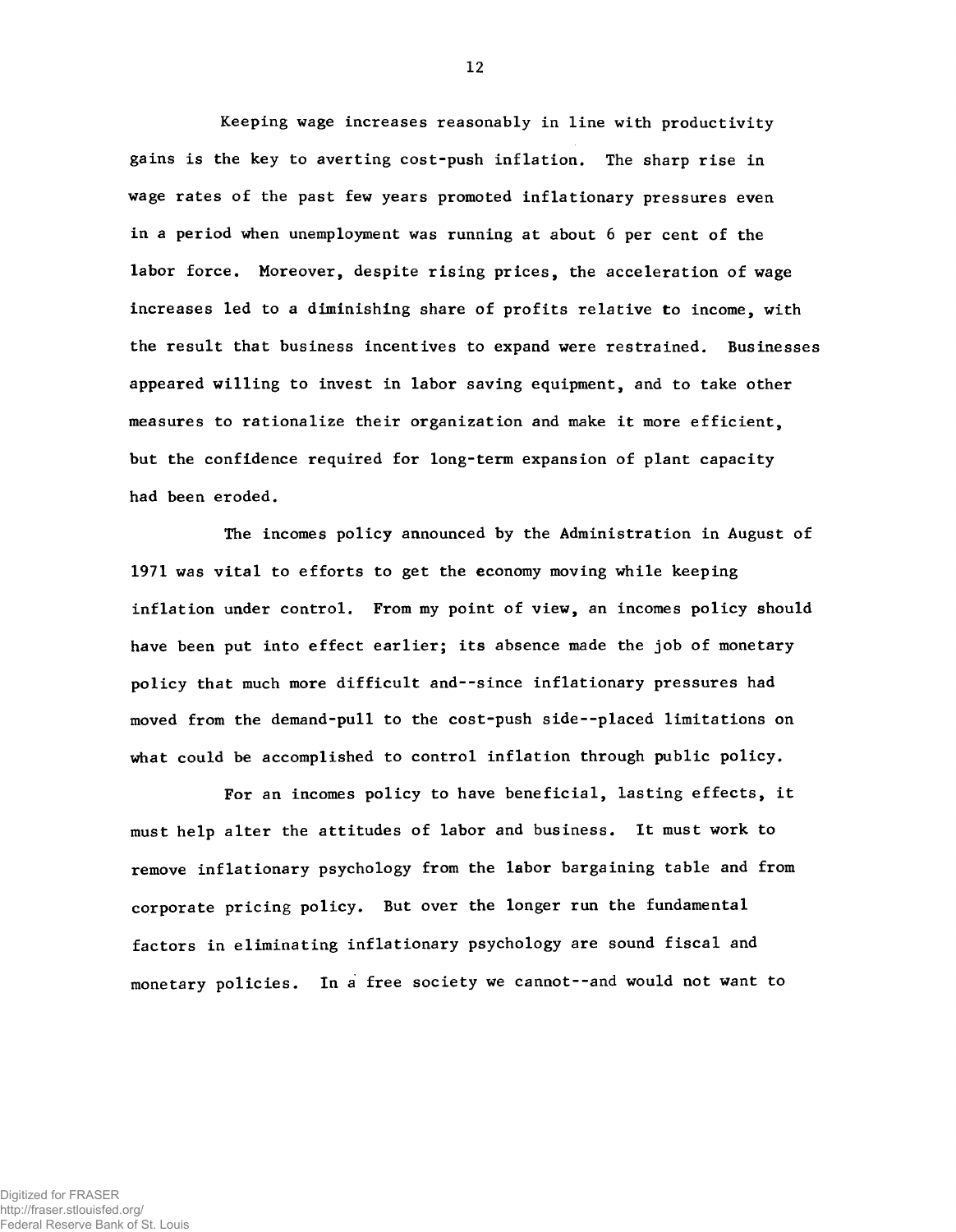Keeping wage increases reasonably in line with productivity gains is the key to averting cost-push inflation. The sharp rise in wage rates of the past few years promoted inflationary pressures even in a period when unemployment was running at about 6 per cent of the labor force. Moreover, despite rising prices, the acceleration of wage increases led to a diminishing share of profits relative to income, with the result that business incentives to expand were restrained. Businesses appeared willing to invest in labor saving equipment, and to take other measures to rationalize their organization and make it more efficient, but the confidence required for long-term expansion of plant capacity had been eroded.

The incomes policy announced by the Administration in August of 1971 was vital to efforts to get the economy moving while keeping inflation under control. From my point of view, an incomes policy should have been put into effect earlier; its absence made the job of monetary policy that much more difficult and--since inflationary pressures had moved from the demand-pull to the cost-push side--placed limitations on what could be accomplished to control inflation through public policy.

For an incomes policy to have beneficial, lasting effects, it must help alter the attitudes of labor and business. It must work to remove inflationary psychology from the labor bargaining table and from corporate pricing policy. But over the longer run the fundamental factors in eliminating inflationary psychology are sound fiscal and monetary policies. In a free society we cannot--and would not want to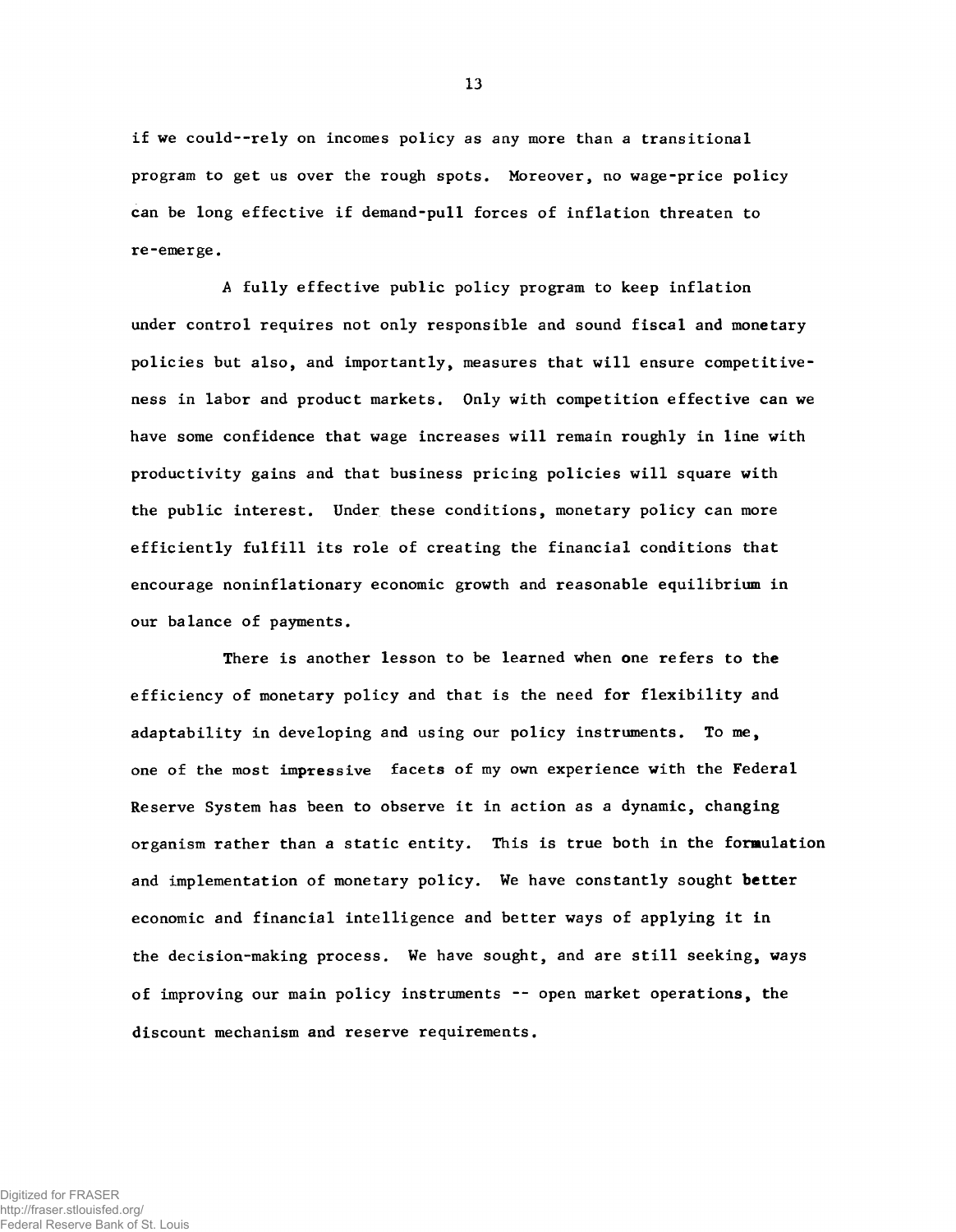if we could--rely on incomes policy as any more than a transitional program to get us over the rough spots. Moreover, no wage-price policy can be long effective if demand-pull forces of inflation threaten to re-emerge.

A fully effective public policy program to keep inflation under control requires not only responsible and sound fiscal and monetary policies but also, and importantly, measures that will ensure competitiveness in labor and product markets. Only with competition effective can we have some confidence that wage increases will remain roughly in line with productivity gains and that business pricing policies will square with the public interest. Under these conditions, monetary policy can more efficiently fulfill its role of creating the financial conditions that encourage noninflationary economic growth and reasonable equilibrium in our balance of payments.

There is another lesson to be learned when one refers to the efficiency of monetary policy and that is the need for flexibility and adaptability in developing and using our policy instruments. To me, one of the most impressive facets of my own experience with the Federal Reserve System has been to observe it in action as a dynamic, changing organism rather than a static entity. This is true both in the formulation and implementation of monetary policy. We have constantly sought better economic and financial intelligence and better ways of applying it in the decision-making process. We have sought, and are still seeking, ways of improving our main policy instruments -- open market operations, the discount mechanism and reserve requirements.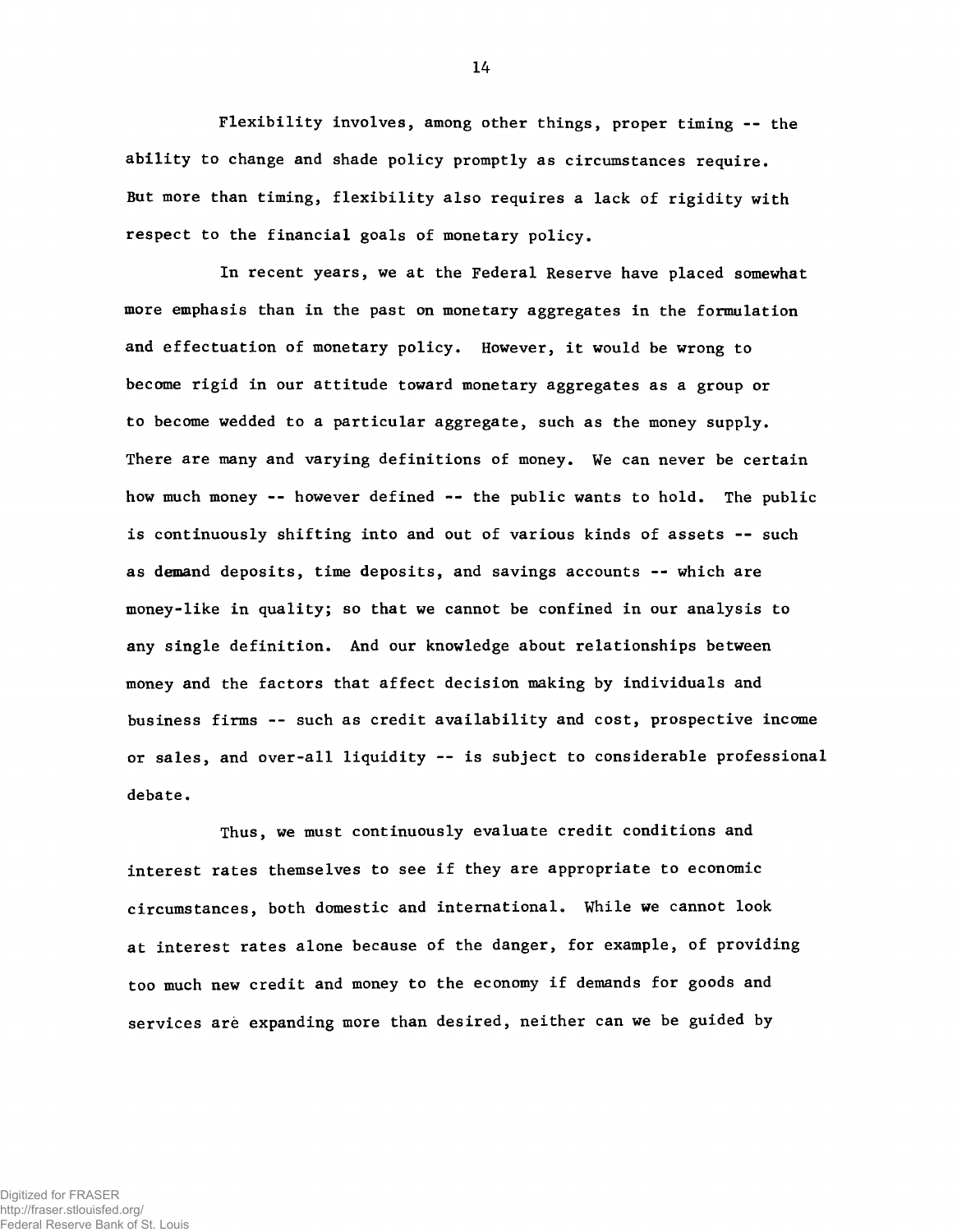Flexibility involves, among other things, proper timing -- the ability to change and shade policy promptly as circumstances require. But more than timing, flexibility also requires a lack of rigidity with respect to the financial goals of monetary policy.

In recent years, we at the Federal Reserve have placed somewhat more emphasis than in the past on monetary aggregates in the formulation and effectuation of monetary policy. However, it would be wrong to become rigid in our attitude toward monetary aggregates as a group or to become wedded to a particular aggregate, such as the money supply. There are many and varying definitions of money. We can never be certain how much money -- however defined -- the public wants to hold. The public is continuously shifting into and out of various kinds of assets -- such as demand deposits, time deposits, and savings accounts -- which are money-like in quality; so that we cannot be confined in our analysis to any single definition. And our knowledge about relationships between money and the factors that affect decision making by individuals and business firms -- such as credit availability and cost, prospective income or sales, and over-all liquidity -- is subject to considerable professional debate.

Thus, we must continuously evaluate credit conditions and interest rates themselves to see if they are appropriate to economic circumstances, both domestic and international. While we cannot look at interest rates alone because of the danger, for example, of providing too much new credit and money to the economy if demands for goods and services are expanding more than desired, neither can we be guided by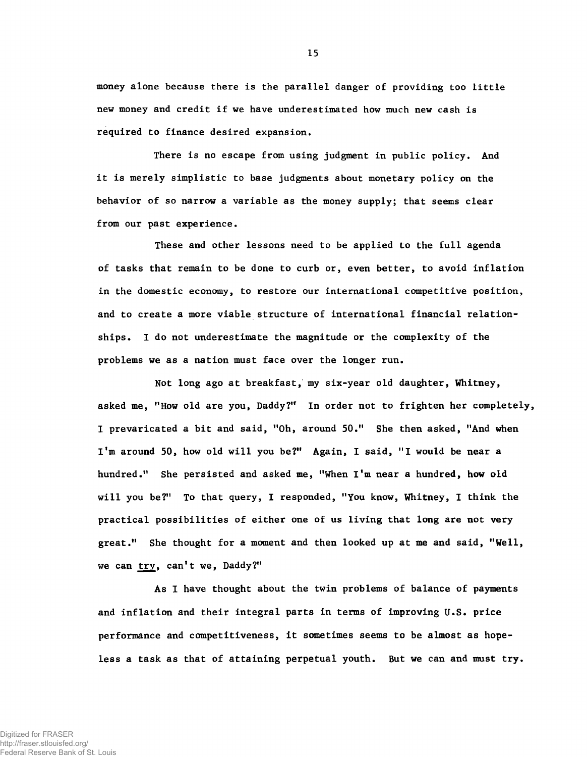money alone because there is the parallel danger of providing too little new money and credit if we have underestimated how much new cash is required to finance desired expansion.

There is no escape from using judgment in public policy. And it is merely simplistic to base judgments about monetary policy on the behavior of so narrow a variable as the money supply; that seems clear from our past experience.

These and other lessons need to be applied to the full agenda of tasks that remain to be done to curb or, even better, to avoid inflation in the domestic economy, to restore our international competitive position, and to create a more viable structure of international financial relationships. I do not underestimate the magnitude or the complexity of the problems we as a nation must face over the longer run.

Not long ago at breakfast, my six-year old daughter, Whitney, asked me, "How old are you, Daddy?" In order not to frighten her completely, I prevaricated a bit and said, "Oh, around 50." She then asked, "And when I'm around 50, how old will you be?" Again, I said, "I would be near a hundred." She persisted and asked me, "When I'm near a hundred, how old will you be?" To that query, I responded, "You know, Whitney, I think the practical possibilities of either one of us living that long are not very great." She thought for a moment and then looked up at me and said, "Well, we can _try_, can't we, Daddy?"

As I have thought about the twin problems of balance of payments and inflation and their integral parts in terms of improving U.S. price performance and competitiveness, it sometimes seems to be almost as hopeless a task as that of attaining perpetual youth. But we can and must try.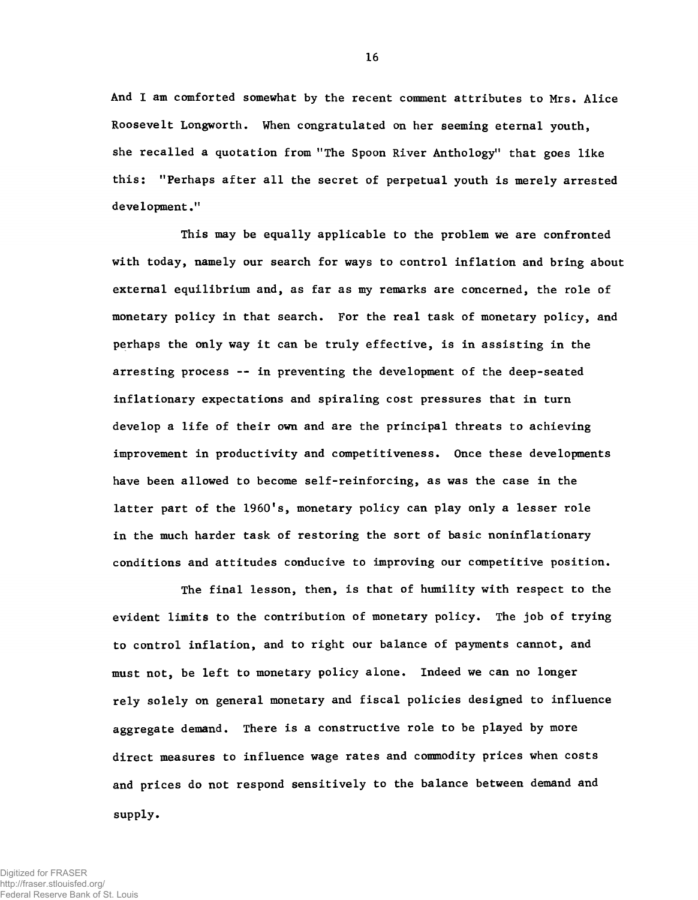And I am comforted somewhat by the recent comment attributes to Mrs. Alice Roosevelt Longworth. When congratulated on her seeming eternal youth, she recalled a quotation from "The Spoon River Anthology" that goes like this: "Perhaps after all the secret of perpetual youth is merely arrested development."

This may be equally applicable to the problem we are confronted with today, namely our search for ways to control inflation and bring about external equilibrium and, as far as my remarks are concerned, the role of monetary policy in that search. For the real task of monetary policy, and perhaps the only way it can be truly effective, is in assisting in the arresting process -- in preventing the development of the deep-seated inflationary expectations and spiraling cost pressures that in turn develop a life of their own and are the principal threats to achieving improvement in productivity and competitiveness. Once these developments have been allowed to become self-reinforcing, as was the case in the latter part of the 1960's, monetary policy can play only a lesser role in the much harder task of restoring the sort of basic noninflationary conditions and attitudes conducive to improving our competitive position.

The final lesson, then, is that of humility with respect to the evident limits to the contribution of monetary policy. The job of trying to control inflation, and to right our balance of payments cannot, and must not, be left to monetary policy alone. Indeed we can no longer rely solely on general monetary and fiscal policies designed to influence aggregate demand. There is a constructive role to be played by more direct measures to influence wage rates and commodity prices when costs and prices do not respond sensitively to the balance between demand and supply.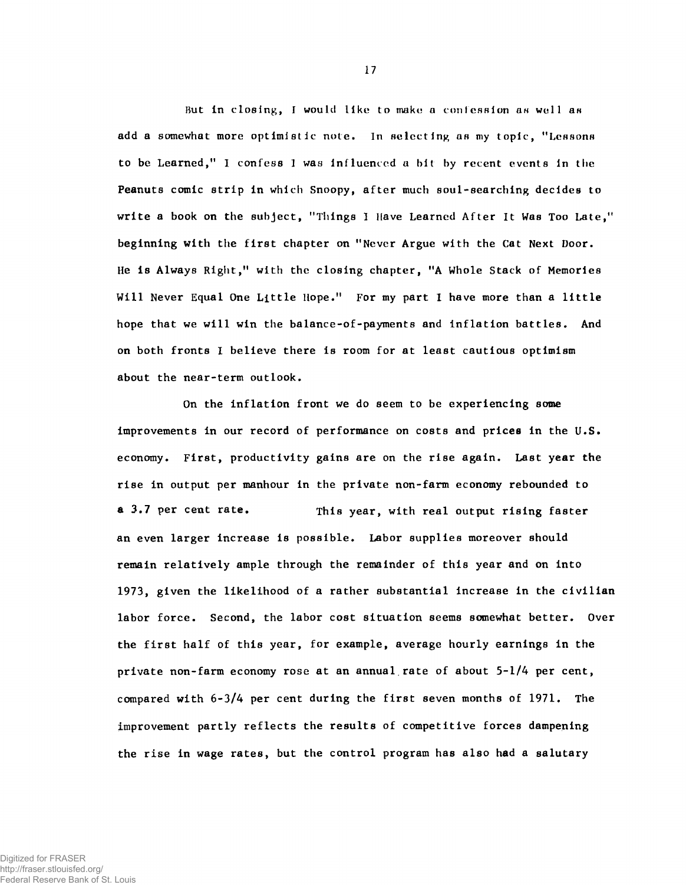But in closing, I would like to make a confession as well as add a somewhat more optimistic note. In selecting as my topic, "Lessons to be Learned," I confess I was influenced a bit by recent events in the Peanuts comic strip in which Snoopy, after much soul-searching decides to write a book on the subject, "Things I Have Learned After It Was Too Late," beginning with the first chapter on "Never Argue with the Cat Next Door. He is Always Right," with the closing chapter, "A Whole Stack of Memories Will Never Equal One Little Hope." For my part I have more than a little hope that we will win the balance-of-payments and inflation battles. And on both fronts I believe there is room for at least cautious optimism about the near-term outlook.

On the inflation front we do seem to be experiencing some improvements in our record of performance on costs and prices in the U.S. economy. First, productivity gains are on the rise again. Last year the rise in output per manhour in the private non-farm economy rebounded to a 3.7 per cent rate. This year, with real output rising faster an even larger increase is possible. Labor supplies moreover should remain relatively ample through the remainder of this year and on into 1973, given the likelihood of a rather substantial increase in the civilian labor force. Second, the labor cost situation seems somewhat better. Over the first half of this year, for example, average hourly earnings in the private non-farm economy rose at an annual rate of about 5-1/4 per cent, compared with 6-3/4 per cent during the first seven months of 1971. The improvement partly reflects the results of competitive forces dampening the rise in wage rates, but the control program has also had a salutary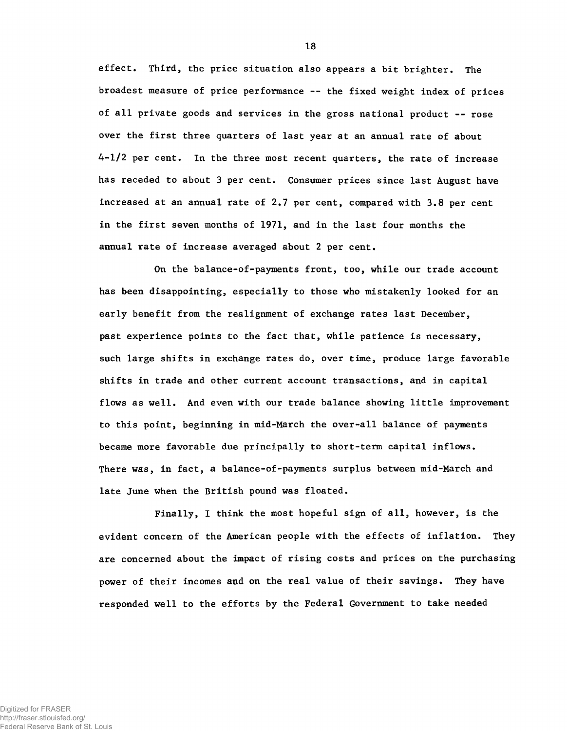effect. Third, the price situation also appears a bit brighter. The broadest measure of price performance -- the fixed weight index of prices of all private goods and services in the gross national product -- rose over the first three quarters of last year at an annual rate of about 4-1/2 per cent. In the three most recent quarters, the rate of increase has receded to about 3 per cent. Consumer prices since last August have increased at an annual rate of 2.7 per cent, compared with 3.8 per cent in the first seven months of 1971, and in the last four months the annual rate of increase averaged about 2 per cent.

On the balance-of-payments front, too, while our trade account has been disappointing, especially to those who mistakenly looked for an early benefit from the realignment of exchange rates last December, past experience points to the fact that, while patience is necessary, such large shifts in exchange rates do, over time, produce large favorable shifts in trade and other current account transactions, and in capital flows as well. And even with our trade balance showing little improvement to this point, beginning in mid-March the over-all balance of payments became more favorable due principally to short-term capital inflows. There was, in fact, a balance-of-payments surplus between mid-March and late June when the British pound was floated.

Finally, I think the most hopeful sign of all, however, is the evident concern of the American people with the effects of inflation. They are concerned about the impact of rising costs and prices on the purchasing power of their incomes and on the real value of their savings. They have responded well to the efforts by the Federal Government to take needed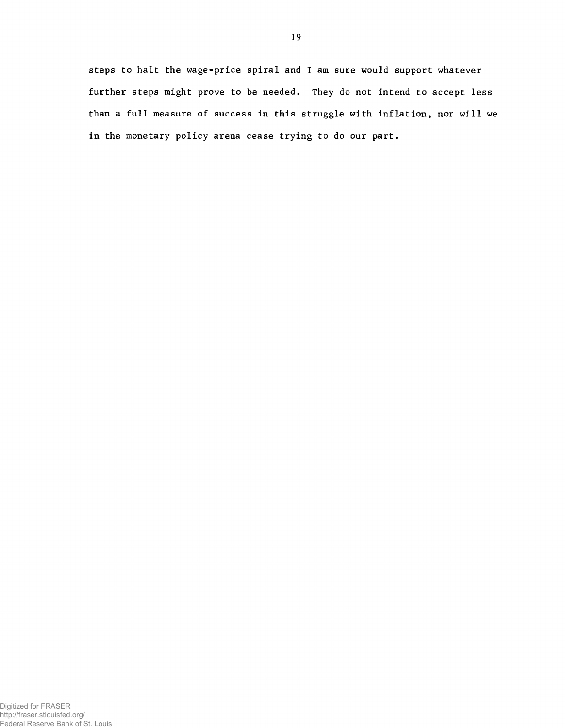steps to halt the wage-price spiral and I am sure would support whatever further steps might prove to be needed. They do not intend to accept less than a full measure of success in this struggle with inflation, nor will we in the monetary policy arena cease trying to do our part.